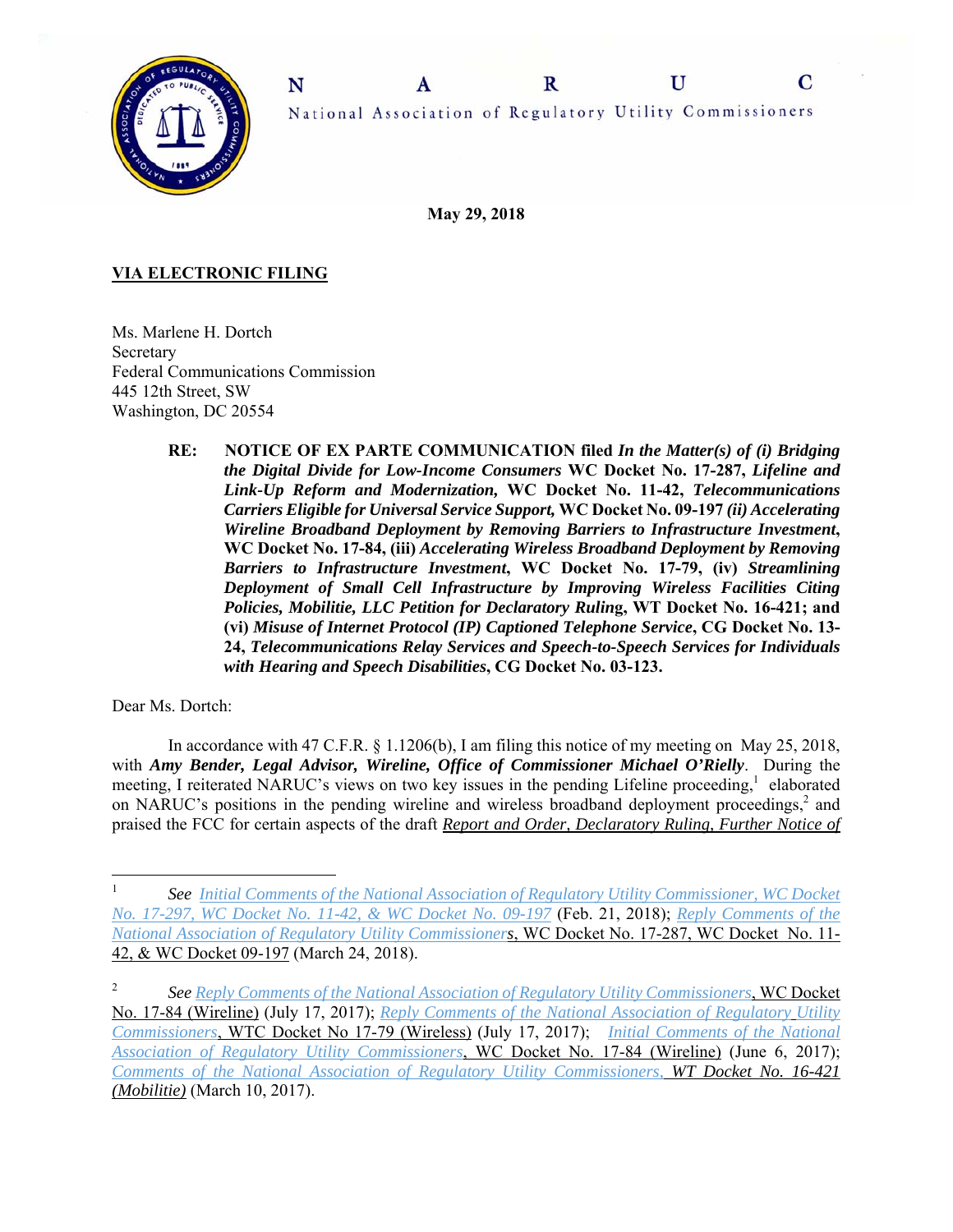# N A R U C

National Association of Regulatory Utility Commissioners

**May 29, 2018**

**VIA ELECTRONIC FILING**

Ms. Marlene H. Dortch
Secretary
Federal Communications Commission
445 12th Street, SW
Washington, DC 20554

> **RE: NOTICE OF EX PARTE COMMUNICATION filed *In the Matter(s) of (i) Bridging the Digital Divide for Low-Income Consumers* WC Docket No. 17-287, *Lifeline and Link-Up Reform and Modernization,* WC Docket No. 11-42, *Telecommunications Carriers Eligible for Universal Service Support,* WC Docket No. 09-197 *(ii) Accelerating Wireline Broadband Deployment by Removing Barriers to Infrastructure Investment*, WC Docket No. 17-84, (iii) *Accelerating Wireless Broadband Deployment by Removing Barriers to Infrastructure Investment*, WC Docket No. 17-79, (iv) *Streamlining Deployment of Small Cell Infrastructure by Improving Wireless Facilities Citing Policies, Mobilitie, LLC Petition for Declaratory Ruling*, WT Docket No. 16-421; and (vi) *Misuse of Internet Protocol (IP) Captioned Telephone Service*, CG Docket No. 13-24, *Telecommunications Relay Services and Speech-to-Speech Services for Individuals with Hearing and Speech Disabilities*, CG Docket No. 03-123.**

Dear Ms. Dortch:

In accordance with 47 C.F.R. § 1.1206(b), I am filing this notice of my meeting on May 25, 2018, with ***Amy Bender, Legal Advisor, Wireline, Office of Commissioner Michael O'Rielly***. During the meeting, I reiterated NARUC's views on two key issues in the pending Lifeline proceeding,[1] elaborated on NARUC's positions in the pending wireline and wireless broadband deployment proceedings,[2] and praised the FCC for certain aspects of the draft *Report and Order, Declaratory Ruling, Further Notice of*

---

[1] *See* *Initial Comments of the National Association of Regulatory Utility Commissioner, WC Docket No. 17-297, WC Docket No. 11-42, & WC Docket No. 09-197* (Feb. 21, 2018); *Reply Comments of the National Association of Regulatory Utility Commissioners*, WC Docket No. 17-287, WC Docket No. 11-42, & WC Docket 09-197 (March 24, 2018).

[2] *See Reply Comments of the National Association of Regulatory Utility Commissioners*, WC Docket No. 17-84 (Wireline) (July 17, 2017); *Reply Comments of the National Association of Regulatory Utility Commissioners*, WTC Docket No 17-79 (Wireless) (July 17, 2017); *Initial Comments of the National Association of Regulatory Utility Commissioners*, WC Docket No. 17-84 (Wireline) (June 6, 2017); *Comments of the National Association of Regulatory Utility Commissioners, WT Docket No. 16-421 (Mobilitie)* (March 10, 2017).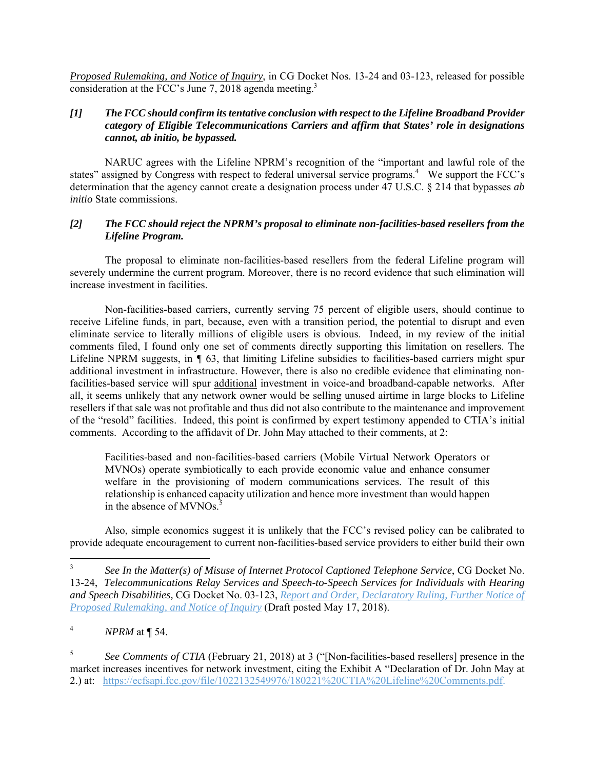Proposed Rulemaking, and Notice of Inquiry, in CG Docket Nos. 13-24 and 03-123, released for possible consideration at the FCC's June 7, 2018 agenda meeting.[3]

***[1] The FCC should confirm its tentative conclusion with respect to the Lifeline Broadband Provider category of Eligible Telecommunications Carriers and affirm that States' role in designations cannot, ab initio, be bypassed.***

NARUC agrees with the Lifeline NPRM's recognition of the "important and lawful role of the states" assigned by Congress with respect to federal universal service programs.[4] We support the FCC's determination that the agency cannot create a designation process under 47 U.S.C. § 214 that bypasses *ab initio* State commissions.

***[2] The FCC should reject the NPRM's proposal to eliminate non-facilities-based resellers from the Lifeline Program.***

The proposal to eliminate non-facilities-based resellers from the federal Lifeline program will severely undermine the current program. Moreover, there is no record evidence that such elimination will increase investment in facilities.

Non-facilities-based carriers, currently serving 75 percent of eligible users, should continue to receive Lifeline funds, in part, because, even with a transition period, the potential to disrupt and even eliminate service to literally millions of eligible users is obvious. Indeed, in my review of the initial comments filed, I found only one set of comments directly supporting this limitation on resellers. The Lifeline NPRM suggests, in ¶ 63, that limiting Lifeline subsidies to facilities-based carriers might spur additional investment in infrastructure. However, there is also no credible evidence that eliminating non-facilities-based service will spur additional investment in voice-and broadband-capable networks. After all, it seems unlikely that any network owner would be selling unused airtime in large blocks to Lifeline resellers if that sale was not profitable and thus did not also contribute to the maintenance and improvement of the "resold" facilities. Indeed, this point is confirmed by expert testimony appended to CTIA's initial comments. According to the affidavit of Dr. John May attached to their comments, at 2:

> Facilities-based and non-facilities-based carriers (Mobile Virtual Network Operators or MVNOs) operate symbiotically to each provide economic value and enhance consumer welfare in the provisioning of modern communications services. The result of this relationship is enhanced capacity utilization and hence more investment than would happen in the absence of MVNOs.[5]

Also, simple economics suggest it is unlikely that the FCC's revised policy can be calibrated to provide adequate encouragement to current non-facilities-based service providers to either build their own

---

[3] *See In the Matter(s) of Misuse of Internet Protocol Captioned Telephone Service*, CG Docket No. 13-24, *Telecommunications Relay Services and Speech-to-Speech Services for Individuals with Hearing and Speech Disabilities,* CG Docket No. 03-123, *Report and Order, Declaratory Ruling, Further Notice of Proposed Rulemaking, and Notice of Inquiry* (Draft posted May 17, 2018).

[4] *NPRM* at ¶ 54.

[5] *See Comments of CTIA* (February 21, 2018) at 3 ("[Non-facilities-based resellers] presence in the market increases incentives for network investment, citing the Exhibit A "Declaration of Dr. John May at 2.) at: https://ecfsapi.fcc.gov/file/1022132549976/180221%20CTIA%20Lifeline%20Comments.pdf.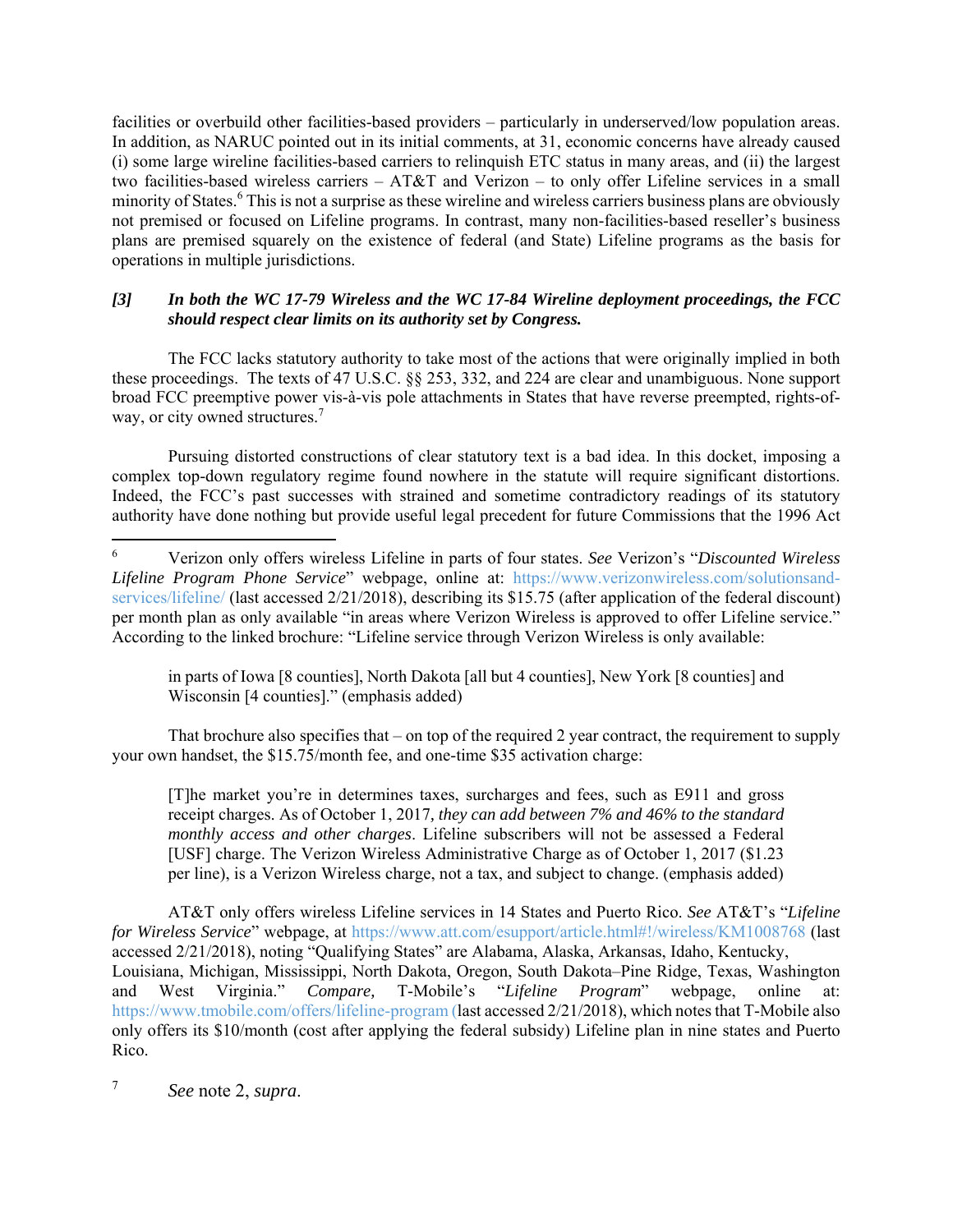facilities or overbuild other facilities-based providers – particularly in underserved/low population areas. In addition, as NARUC pointed out in its initial comments, at 31, economic concerns have already caused (i) some large wireline facilities-based carriers to relinquish ETC status in many areas, and (ii) the largest two facilities-based wireless carriers – AT&T and Verizon – to only offer Lifeline services in a small minority of States.[6] This is not a surprise as these wireline and wireless carriers business plans are obviously not premised or focused on Lifeline programs. In contrast, many non-facilities-based reseller's business plans are premised squarely on the existence of federal (and State) Lifeline programs as the basis for operations in multiple jurisdictions.

***[3] In both the WC 17-79 Wireless and the WC 17-84 Wireline deployment proceedings, the FCC should respect clear limits on its authority set by Congress.***

The FCC lacks statutory authority to take most of the actions that were originally implied in both these proceedings. The texts of 47 U.S.C. §§ 253, 332, and 224 are clear and unambiguous. None support broad FCC preemptive power vis-à-vis pole attachments in States that have reverse preempted, rights-of-way, or city owned structures.[7]

Pursuing distorted constructions of clear statutory text is a bad idea. In this docket, imposing a complex top-down regulatory regime found nowhere in the statute will require significant distortions. Indeed, the FCC's past successes with strained and sometime contradictory readings of its statutory authority have done nothing but provide useful legal precedent for future Commissions that the 1996 Act

---

[6] Verizon only offers wireless Lifeline in parts of four states. *See* Verizon's "*Discounted Wireless Lifeline Program Phone Service*" webpage, online at: https://www.verizonwireless.com/solutionsand-services/lifeline/ (last accessed 2/21/2018), describing its $15.75 (after application of the federal discount) per month plan as only available "in areas where Verizon Wireless is approved to offer Lifeline service." According to the linked brochure: "Lifeline service through Verizon Wireless is only available:

> in parts of Iowa [8 counties], North Dakota [all but 4 counties], New York [8 counties] and Wisconsin [4 counties]." (emphasis added)

That brochure also specifies that – on top of the required 2 year contract, the requirement to supply your own handset, the $15.75/month fee, and one-time $35 activation charge:

> [T]he market you're in determines taxes, surcharges and fees, such as E911 and gross receipt charges. As of October 1, 2017*, they can add between 7% and 46% to the standard monthly access and other charges*. Lifeline subscribers will not be assessed a Federal [USF] charge. The Verizon Wireless Administrative Charge as of October 1, 2017 ($1.23 per line), is a Verizon Wireless charge, not a tax, and subject to change. (emphasis added)

AT&T only offers wireless Lifeline services in 14 States and Puerto Rico. *See* AT&T's "*Lifeline for Wireless Service*" webpage, at https://www.att.com/esupport/article.html#!/wireless/KM1008768 (last accessed 2/21/2018), noting "Qualifying States" are Alabama, Alaska, Arkansas, Idaho, Kentucky, Louisiana, Michigan, Mississippi, North Dakota, Oregon, South Dakota–Pine Ridge, Texas, Washington and West Virginia." *Compare,* T-Mobile's "*Lifeline Program*" webpage, online at: https://www.tmobile.com/offers/lifeline-program (last accessed 2/21/2018), which notes that T-Mobile also only offers its $10/month (cost after applying the federal subsidy) Lifeline plan in nine states and Puerto Rico.

[7] *See* note 2, *supra*.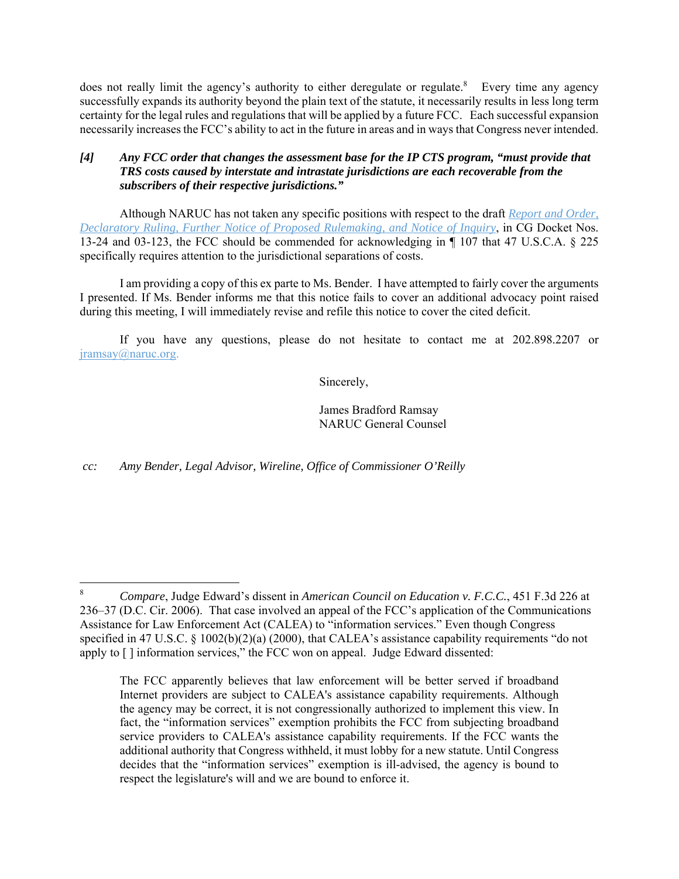does not really limit the agency's authority to either deregulate or regulate.[8] Every time any agency successfully expands its authority beyond the plain text of the statute, it necessarily results in less long term certainty for the legal rules and regulations that will be applied by a future FCC. Each successful expansion necessarily increases the FCC's ability to act in the future in areas and in ways that Congress never intended.

***[4] Any FCC order that changes the assessment base for the IP CTS program, "must provide that TRS costs caused by interstate and intrastate jurisdictions are each recoverable from the subscribers of their respective jurisdictions."***

Although NARUC has not taken any specific positions with respect to the draft *Report and Order, Declaratory Ruling, Further Notice of Proposed Rulemaking, and Notice of Inquiry*, in CG Docket Nos. 13-24 and 03-123, the FCC should be commended for acknowledging in ¶ 107 that 47 U.S.C.A. § 225 specifically requires attention to the jurisdictional separations of costs.

I am providing a copy of this ex parte to Ms. Bender. I have attempted to fairly cover the arguments I presented. If Ms. Bender informs me that this notice fails to cover an additional advocacy point raised during this meeting, I will immediately revise and refile this notice to cover the cited deficit.

If you have any questions, please do not hesitate to contact me at 202.898.2207 or jramsay@naruc.org.

Sincerely,

James Bradford Ramsay
NARUC General Counsel

*cc: Amy Bender, Legal Advisor, Wireline, Office of Commissioner O'Reilly*

---

[8] *Compare*, Judge Edward's dissent in *American Council on Education v. F.C.C.*, 451 F.3d 226 at 236–37 (D.C. Cir. 2006). That case involved an appeal of the FCC's application of the Communications Assistance for Law Enforcement Act (CALEA) to "information services." Even though Congress specified in 47 U.S.C. § 1002(b)(2)(a) (2000), that CALEA's assistance capability requirements "do not apply to [ ] information services," the FCC won on appeal. Judge Edward dissented:

> The FCC apparently believes that law enforcement will be better served if broadband Internet providers are subject to CALEA's assistance capability requirements. Although the agency may be correct, it is not congressionally authorized to implement this view. In fact, the "information services" exemption prohibits the FCC from subjecting broadband service providers to CALEA's assistance capability requirements. If the FCC wants the additional authority that Congress withheld, it must lobby for a new statute. Until Congress decides that the "information services" exemption is ill-advised, the agency is bound to respect the legislature's will and we are bound to enforce it.